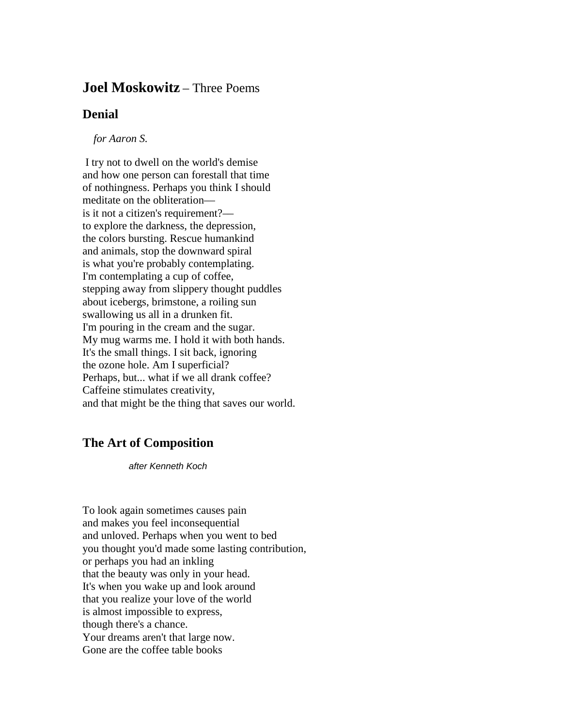# **Joel Moskowitz** – Three Poems

## Denial

*for Aaron S.*

I try not to dwell on the world's demise  
and how one person can forestall that time  
of nothingness. Perhaps you think I should  
meditate on the obliteration—  
is it not a citizen's requirement?—  
to explore the darkness, the depression,  
the colors bursting. Rescue humankind  
and animals, stop the downward spiral  
is what you're probably contemplating.  
I'm contemplating a cup of coffee,  
stepping away from slippery thought puddles  
about icebergs, brimstone, a roiling sun  
swallowing us all in a drunken fit.  
I'm pouring in the cream and the sugar.  
My mug warms me. I hold it with both hands.  
It's the small things. I sit back, ignoring  
the ozone hole. Am I superficial?  
Perhaps, but... what if we all drank coffee?  
Caffeine stimulates creativity,  
and that might be the thing that saves our world.

## The Art of Composition

*after Kenneth Koch*

To look again sometimes causes pain  
and makes you feel inconsequential  
and unloved. Perhaps when you went to bed  
you thought you'd made some lasting contribution,  
or perhaps you had an inkling  
that the beauty was only in your head.  
It's when you wake up and look around  
that you realize your love of the world  
is almost impossible to express,  
though there's a chance.  
Your dreams aren't that large now.  
Gone are the coffee table books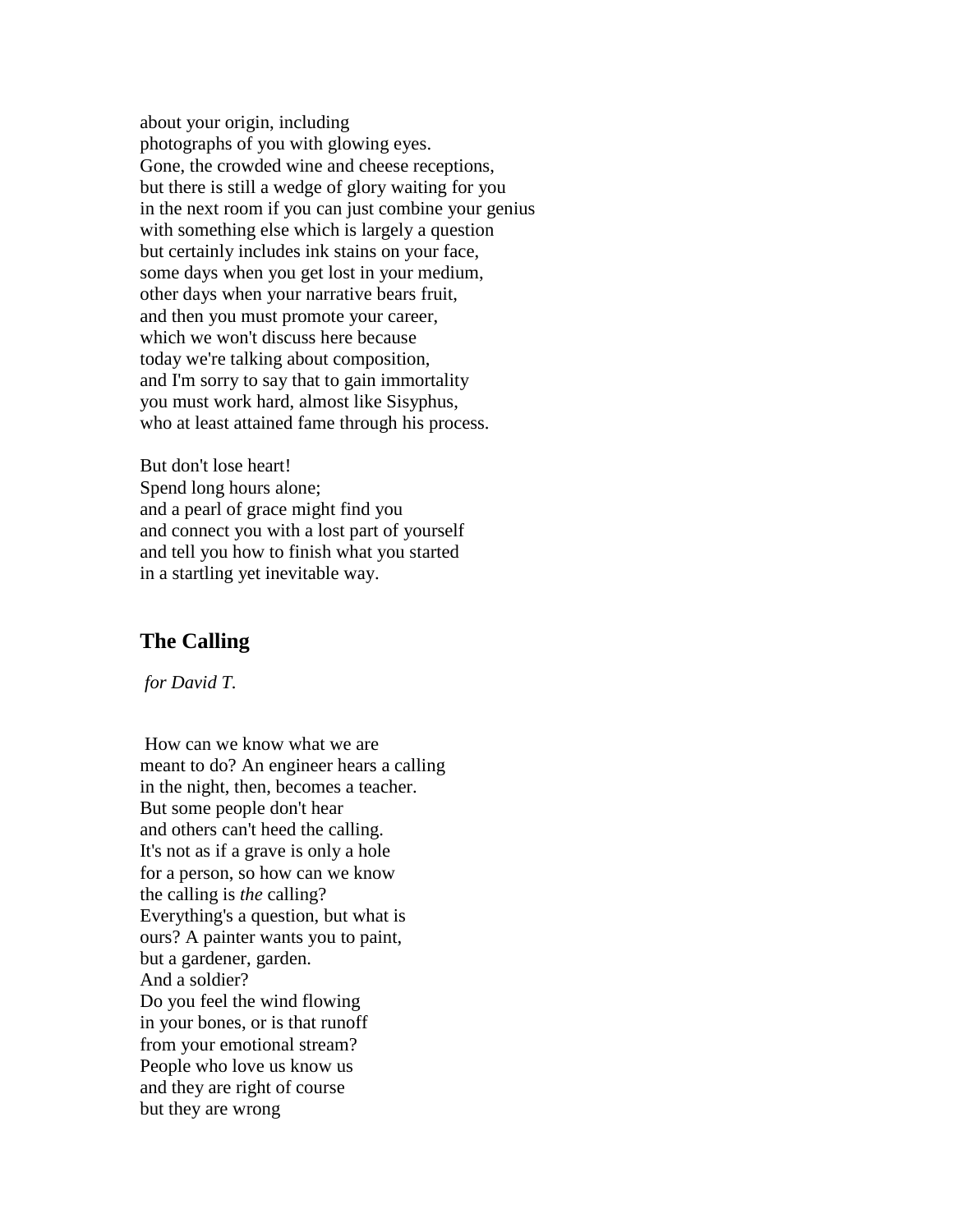about your origin, including  
photographs of you with glowing eyes.  
Gone, the crowded wine and cheese receptions,  
but there is still a wedge of glory waiting for you  
in the next room if you can just combine your genius  
with something else which is largely a question  
but certainly includes ink stains on your face,  
some days when you get lost in your medium,  
other days when your narrative bears fruit,  
and then you must promote your career,  
which we won't discuss here because  
today we're talking about composition,  
and I'm sorry to say that to gain immortality  
you must work hard, almost like Sisyphus,  
who at least attained fame through his process.

But don't lose heart!  
Spend long hours alone;  
and a pearl of grace might find you  
and connect you with a lost part of yourself  
and tell you how to finish what you started  
in a startling yet inevitable way.

## The Calling

*for David T.*

How can we know what we are  
meant to do? An engineer hears a calling  
in the night, then, becomes a teacher.  
But some people don't hear  
and others can't heed the calling.  
It's not as if a grave is only a hole  
for a person, so how can we know  
the calling is *the* calling?  
Everything's a question, but what is  
ours? A painter wants you to paint,  
but a gardener, garden.  
And a soldier?  
Do you feel the wind flowing  
in your bones, or is that runoff  
from your emotional stream?  
People who love us know us  
and they are right of course  
but they are wrong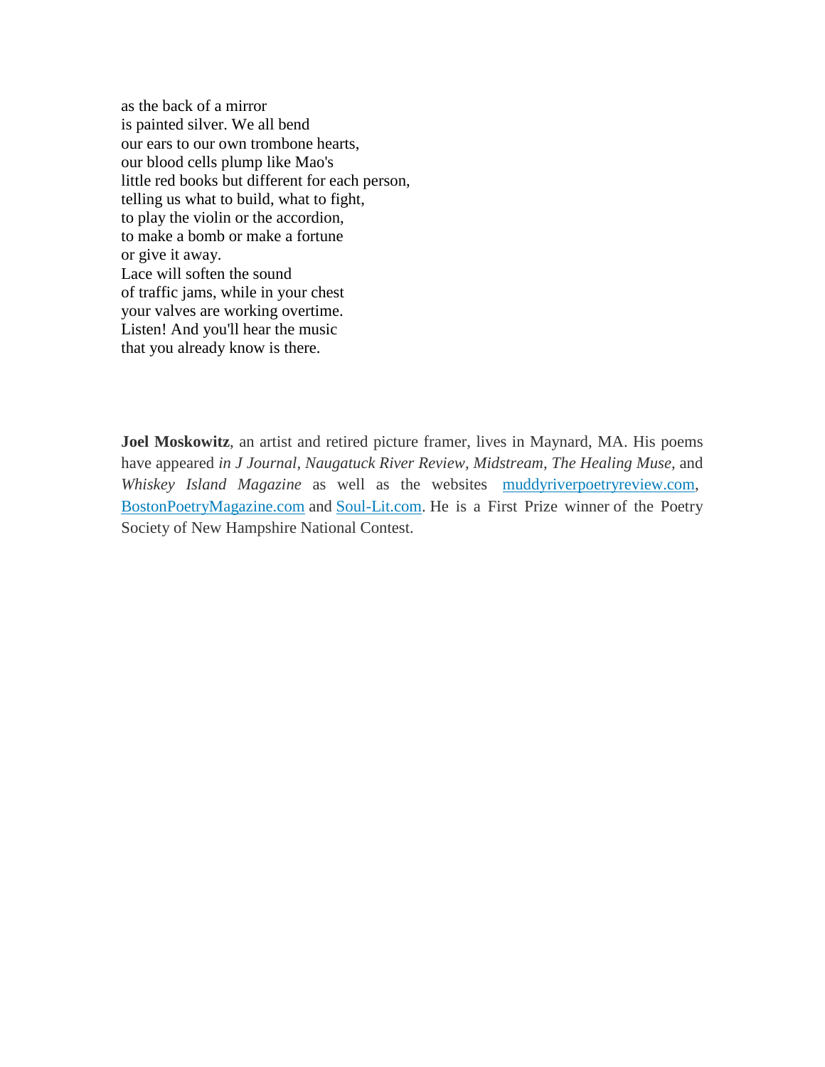as the back of a mirror  
is painted silver. We all bend  
our ears to our own trombone hearts,  
our blood cells plump like Mao's  
little red books but different for each person,  
telling us what to build, what to fight,  
to play the violin or the accordion,  
to make a bomb or make a fortune  
or give it away.  
Lace will soften the sound  
of traffic jams, while in your chest  
your valves are working overtime.  
Listen! And you'll hear the music  
that you already know is there.

**Joel Moskowitz**, an artist and retired picture framer, lives in Maynard, MA. His poems have appeared *in J Journal*, *Naugatuck River Review*, *Midstream*, *The Healing Muse*, and *Whiskey Island Magazine* as well as the websites muddyriverpoetryreview.com, BostonPoetryMagazine.com and Soul-Lit.com. He is a First Prize winner of the Poetry Society of New Hampshire National Contest.